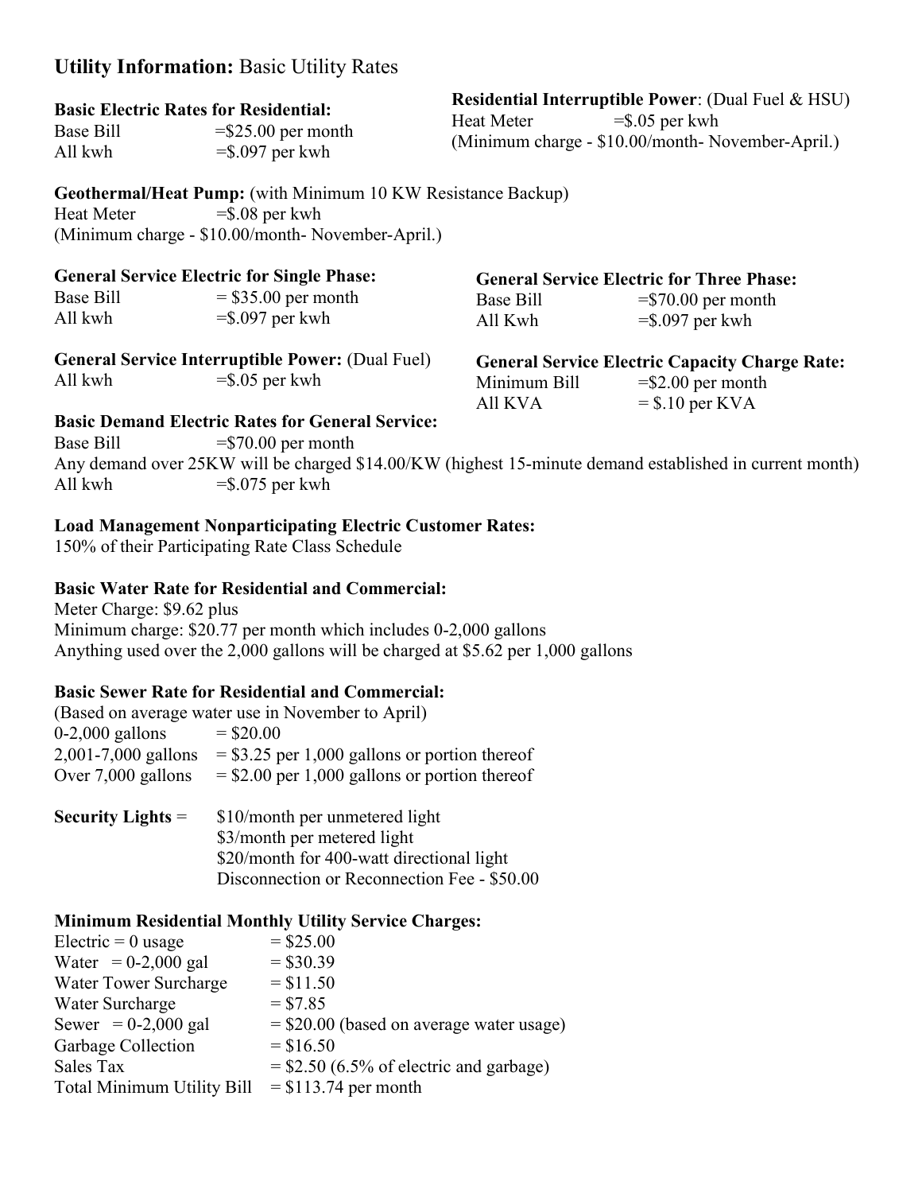## **Utility Information:** Basic Utility Rates

**Basic Electric Rates for Residential:**

Base Bill =$25.00 per month
All kwh =$.097 per kwh

**Residential Interruptible Power**: (Dual Fuel & HSU)

Heat Meter =$.05 per kwh
(Minimum charge - $10.00/month- November-April.)

**Geothermal/Heat Pump:** (with Minimum 10 KW Resistance Backup)

Heat Meter =$.08 per kwh
(Minimum charge - $10.00/month- November-April.)

**General Service Electric for Single Phase:**

Base Bill = $35.00 per month
All kwh =$.097 per kwh

**General Service Electric for Three Phase:**

Base Bill =$70.00 per month
All Kwh =$.097 per kwh

**General Service Interruptible Power:** (Dual Fuel)

All kwh =$.05 per kwh

**General Service Electric Capacity Charge Rate:**

Minimum Bill =$2.00 per month
All KVA = $.10 per KVA

**Basic Demand Electric Rates for General Service:**

Base Bill =$70.00 per month
Any demand over 25KW will be charged $14.00/KW (highest 15-minute demand established in current month)
All kwh =$.075 per kwh

**Load Management Nonparticipating Electric Customer Rates:**

150% of their Participating Rate Class Schedule

**Basic Water Rate for Residential and Commercial:**

Meter Charge: $9.62 plus
Minimum charge: $20.77 per month which includes 0-2,000 gallons
Anything used over the 2,000 gallons will be charged at $5.62 per 1,000 gallons

**Basic Sewer Rate for Residential and Commercial:**

(Based on average water use in November to April)

0-2,000 gallons = $20.00
2,001-7,000 gallons = $3.25 per 1,000 gallons or portion thereof
Over 7,000 gallons = $2.00 per 1,000 gallons or portion thereof

**Security Lights** = $10/month per unmetered light
$3/month per metered light
$20/month for 400-watt directional light
Disconnection or Reconnection Fee - $50.00

**Minimum Residential Monthly Utility Service Charges:**

Electric = 0 usage = $25.00
Water = 0-2,000 gal = $30.39
Water Tower Surcharge = $11.50
Water Surcharge = $7.85
Sewer = 0-2,000 gal = $20.00 (based on average water usage)
Garbage Collection = $16.50
Sales Tax = $2.50 (6.5% of electric and garbage)
Total Minimum Utility Bill = $113.74 per month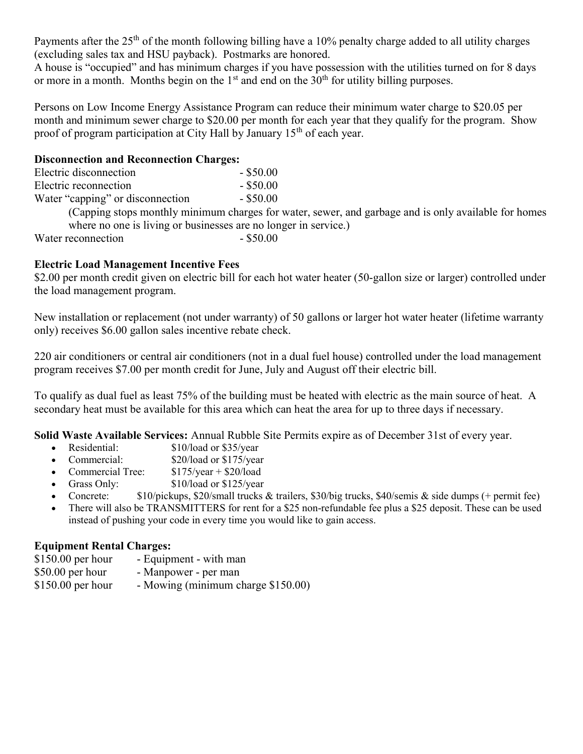Payments after the 25th of the month following billing have a 10% penalty charge added to all utility charges (excluding sales tax and HSU payback). Postmarks are honored.
A house is "occupied" and has minimum charges if you have possession with the utilities turned on for 8 days or more in a month. Months begin on the 1st and end on the 30th for utility billing purposes.

Persons on Low Income Energy Assistance Program can reduce their minimum water charge to $20.05 per month and minimum sewer charge to $20.00 per month for each year that they qualify for the program. Show proof of program participation at City Hall by January 15th of each year.

**Disconnection and Reconnection Charges:**

| | |
|---|---|
| Electric disconnection | - $50.00 |
| Electric reconnection | - $50.00 |
| Water "capping" or disconnection | - $50.00 |

(Capping stops monthly minimum charges for water, sewer, and garbage and is only available for homes where no one is living or businesses are no longer in service.)

| | |
|---|---|
| Water reconnection | - $50.00 |

**Electric Load Management Incentive Fees**
$2.00 per month credit given on electric bill for each hot water heater (50-gallon size or larger) controlled under the load management program.

New installation or replacement (not under warranty) of 50 gallons or larger hot water heater (lifetime warranty only) receives $6.00 gallon sales incentive rebate check.

220 air conditioners or central air conditioners (not in a dual fuel house) controlled under the load management program receives $7.00 per month credit for June, July and August off their electric bill.

To qualify as dual fuel as least 75% of the building must be heated with electric as the main source of heat. A secondary heat must be available for this area which can heat the area for up to three days if necessary.

**Solid Waste Available Services:** Annual Rubble Site Permits expire as of December 31st of every year.

- Residential: $10/load or $35/year
- Commercial: $20/load or $175/year
- Commercial Tree: $175/year + $20/load
- Grass Only: $10/load or $125/year
- Concrete: $10/pickups, $20/small trucks & trailers, $30/big trucks, $40/semis & side dumps (+ permit fee)
- There will also be TRANSMITTERS for rent for a $25 non-refundable fee plus a $25 deposit. These can be used instead of pushing your code in every time you would like to gain access.

**Equipment Rental Charges:**

| | |
|---|---|
| $150.00 per hour | - Equipment - with man |
| $50.00 per hour | - Manpower - per man |
| $150.00 per hour | - Mowing (minimum charge $150.00) |